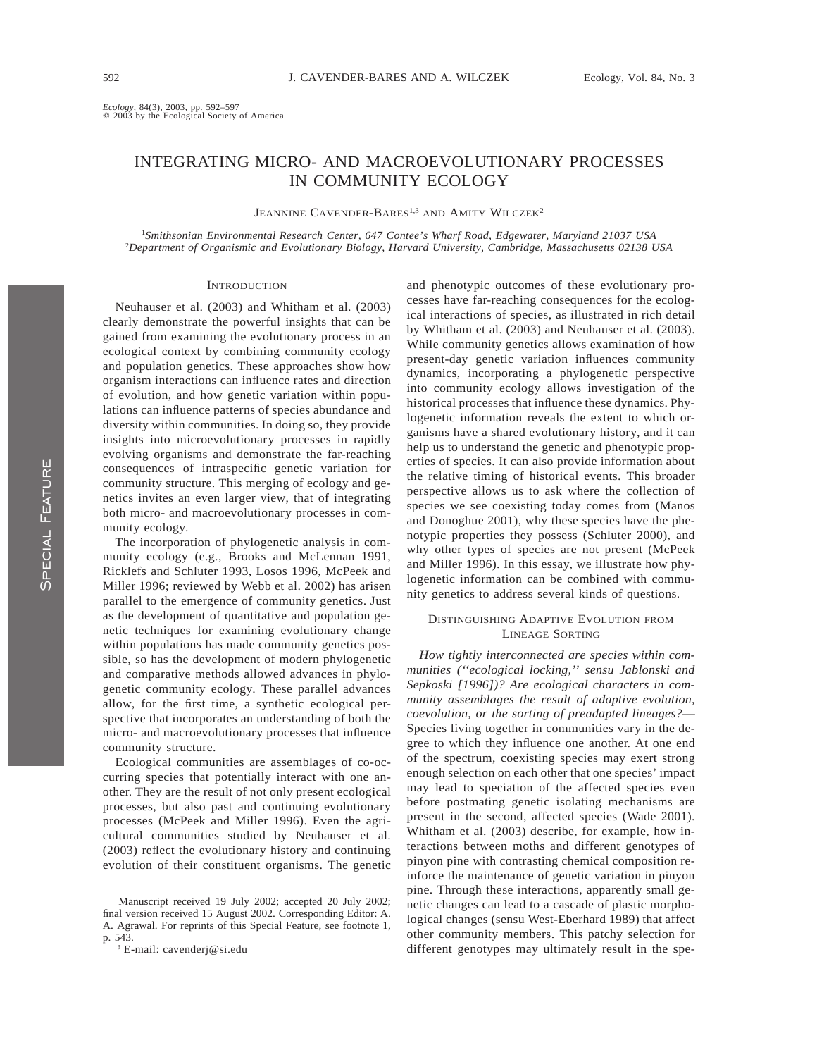*Ecology*, 84(3), 2003, pp. 592–597
© 2003 by the Ecological Society of America

# INTEGRATING MICRO- AND MACROEVOLUTIONARY PROCESSES IN COMMUNITY ECOLOGY

Jeannine Cavender-Bares[1,3] and Amity Wilczek[2]

[1]*Smithsonian Environmental Research Center, 647 Contee's Wharf Road, Edgewater, Maryland 21037 USA*
[2]*Department of Organismic and Evolutionary Biology, Harvard University, Cambridge, Massachusetts 02138 USA*

## Introduction

Neuhauser et al. (2003) and Whitham et al. (2003) clearly demonstrate the powerful insights that can be gained from examining the evolutionary process in an ecological context by combining community ecology and population genetics. These approaches show how organism interactions can influence rates and direction of evolution, and how genetic variation within populations can influence patterns of species abundance and diversity within communities. In doing so, they provide insights into microevolutionary processes in rapidly evolving organisms and demonstrate the far-reaching consequences of intraspecific genetic variation for community structure. This merging of ecology and genetics invites an even larger view, that of integrating both micro- and macroevolutionary processes in community ecology.

The incorporation of phylogenetic analysis in community ecology (e.g., Brooks and McLennan 1991, Ricklefs and Schluter 1993, Losos 1996, McPeek and Miller 1996; reviewed by Webb et al. 2002) has arisen parallel to the emergence of community genetics. Just as the development of quantitative and population genetic techniques for examining evolutionary change within populations has made community genetics possible, so has the development of modern phylogenetic and comparative methods allowed advances in phylogenetic community ecology. These parallel advances allow, for the first time, a synthetic ecological perspective that incorporates an understanding of both the micro- and macroevolutionary processes that influence community structure.

Ecological communities are assemblages of co-occurring species that potentially interact with one another. They are the result of not only present ecological processes, but also past and continuing evolutionary processes (McPeek and Miller 1996). Even the agricultural communities studied by Neuhauser et al. (2003) reflect the evolutionary history and continuing evolution of their constituent organisms. The genetic and phenotypic outcomes of these evolutionary processes have far-reaching consequences for the ecological interactions of species, as illustrated in rich detail by Whitham et al. (2003) and Neuhauser et al. (2003). While community genetics allows examination of how present-day genetic variation influences community dynamics, incorporating a phylogenetic perspective into community ecology allows investigation of the historical processes that influence these dynamics. Phylogenetic information reveals the extent to which organisms have a shared evolutionary history, and it can help us to understand the genetic and phenotypic properties of species. It can also provide information about the relative timing of historical events. This broader perspective allows us to ask where the collection of species we see coexisting today comes from (Manos and Donoghue 2001), why these species have the phenotypic properties they possess (Schluter 2000), and why other types of species are not present (McPeek and Miller 1996). In this essay, we illustrate how phylogenetic information can be combined with community genetics to address several kinds of questions.

## Distinguishing Adaptive Evolution from Lineage Sorting

*How tightly interconnected are species within communities ("ecological locking," sensu Jablonski and Sepkoski [1996])? Are ecological characters in community assemblages the result of adaptive evolution, coevolution, or the sorting of preadapted lineages?*— Species living together in communities vary in the degree to which they influence one another. At one end of the spectrum, coexisting species may exert strong enough selection on each other that one species' impact may lead to speciation of the affected species even before postmating genetic isolating mechanisms are present in the second, affected species (Wade 2001). Whitham et al. (2003) describe, for example, how interactions between moths and different genotypes of pinyon pine with contrasting chemical composition reinforce the maintenance of genetic variation in pinyon pine. Through these interactions, apparently small genetic changes can lead to a cascade of plastic morphological changes (sensu West-Eberhard 1989) that affect other community members. This patchy selection for different genotypes may ultimately result in the spe-

Manuscript received 19 July 2002; accepted 20 July 2002; final version received 15 August 2002. Corresponding Editor: A. A. Agrawal. For reprints of this Special Feature, see footnote 1, p. 543.

[3] E-mail: cavenderj@si.edu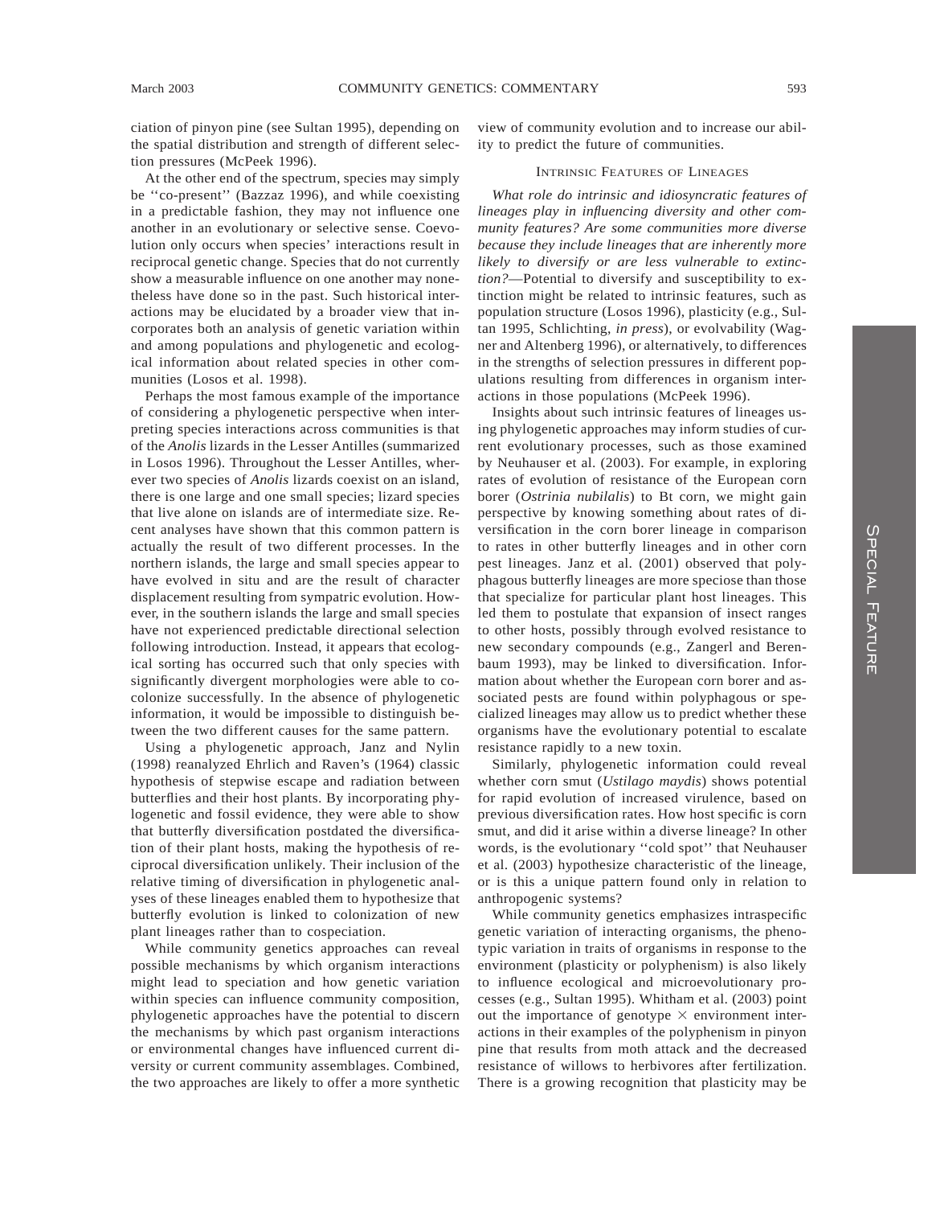ciation of pinyon pine (see Sultan 1995), depending on the spatial distribution and strength of different selection pressures (McPeek 1996).

At the other end of the spectrum, species may simply be ''co-present'' (Bazzaz 1996), and while coexisting in a predictable fashion, they may not influence one another in an evolutionary or selective sense. Coevolution only occurs when species' interactions result in reciprocal genetic change. Species that do not currently show a measurable influence on one another may nonetheless have done so in the past. Such historical interactions may be elucidated by a broader view that incorporates both an analysis of genetic variation within and among populations and phylogenetic and ecological information about related species in other communities (Losos et al. 1998).

Perhaps the most famous example of the importance of considering a phylogenetic perspective when interpreting species interactions across communities is that of the *Anolis* lizards in the Lesser Antilles (summarized in Losos 1996). Throughout the Lesser Antilles, wherever two species of *Anolis* lizards coexist on an island, there is one large and one small species; lizard species that live alone on islands are of intermediate size. Recent analyses have shown that this common pattern is actually the result of two different processes. In the northern islands, the large and small species appear to have evolved in situ and are the result of character displacement resulting from sympatric evolution. However, in the southern islands the large and small species have not experienced predictable directional selection following introduction. Instead, it appears that ecological sorting has occurred such that only species with significantly divergent morphologies were able to cocolonize successfully. In the absence of phylogenetic information, it would be impossible to distinguish between the two different causes for the same pattern.

Using a phylogenetic approach, Janz and Nylin (1998) reanalyzed Ehrlich and Raven's (1964) classic hypothesis of stepwise escape and radiation between butterflies and their host plants. By incorporating phylogenetic and fossil evidence, they were able to show that butterfly diversification postdated the diversification of their plant hosts, making the hypothesis of reciprocal diversification unlikely. Their inclusion of the relative timing of diversification in phylogenetic analyses of these lineages enabled them to hypothesize that butterfly evolution is linked to colonization of new plant lineages rather than to cospeciation.

While community genetics approaches can reveal possible mechanisms by which organism interactions might lead to speciation and how genetic variation within species can influence community composition, phylogenetic approaches have the potential to discern the mechanisms by which past organism interactions or environmental changes have influenced current diversity or current community assemblages. Combined, the two approaches are likely to offer a more synthetic view of community evolution and to increase our ability to predict the future of communities.

## Intrinsic Features of Lineages

*What role do intrinsic and idiosyncratic features of lineages play in influencing diversity and other community features? Are some communities more diverse because they include lineages that are inherently more likely to diversify or are less vulnerable to extinction?*—Potential to diversify and susceptibility to extinction might be related to intrinsic features, such as population structure (Losos 1996), plasticity (e.g., Sultan 1995, Schlichting, *in press*), or evolvability (Wagner and Altenberg 1996), or alternatively, to differences in the strengths of selection pressures in different populations resulting from differences in organism interactions in those populations (McPeek 1996).

Insights about such intrinsic features of lineages using phylogenetic approaches may inform studies of current evolutionary processes, such as those examined by Neuhauser et al. (2003). For example, in exploring rates of evolution of resistance of the European corn borer (*Ostrinia nubilalis*) to Bt corn, we might gain perspective by knowing something about rates of diversification in the corn borer lineage in comparison to rates in other butterfly lineages and in other corn pest lineages. Janz et al. (2001) observed that polyphagous butterfly lineages are more speciose than those that specialize for particular plant host lineages. This led them to postulate that expansion of insect ranges to other hosts, possibly through evolved resistance to new secondary compounds (e.g., Zangerl and Berenbaum 1993), may be linked to diversification. Information about whether the European corn borer and associated pests are found within polyphagous or specialized lineages may allow us to predict whether these organisms have the evolutionary potential to escalate resistance rapidly to a new toxin.

Similarly, phylogenetic information could reveal whether corn smut (*Ustilago maydis*) shows potential for rapid evolution of increased virulence, based on previous diversification rates. How host specific is corn smut, and did it arise within a diverse lineage? In other words, is the evolutionary ''cold spot'' that Neuhauser et al. (2003) hypothesize characteristic of the lineage, or is this a unique pattern found only in relation to anthropogenic systems?

While community genetics emphasizes intraspecific genetic variation of interacting organisms, the phenotypic variation in traits of organisms in response to the environment (plasticity or polyphenism) is also likely to influence ecological and microevolutionary processes (e.g., Sultan 1995). Whitham et al. (2003) point out the importance of genotype $\times$ environment interactions in their examples of the polyphenism in pinyon pine that results from moth attack and the decreased resistance of willows to herbivores after fertilization. There is a growing recognition that plasticity may be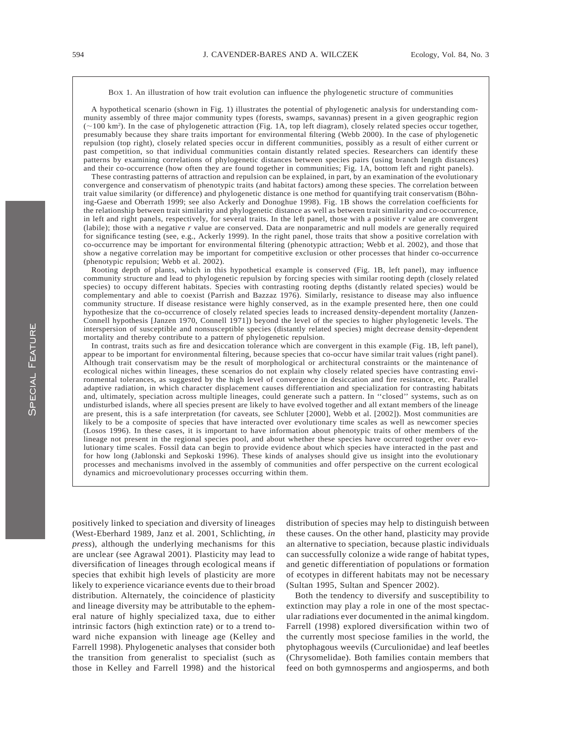Box 1. An illustration of how trait evolution can influence the phylogenetic structure of communities

A hypothetical scenario (shown in Fig. 1) illustrates the potential of phylogenetic analysis for understanding community assembly of three major community types (forests, swamps, savannas) present in a given geographic region (~100 km$^2$). In the case of phylogenetic attraction (Fig. 1A, top left diagram), closely related species occur together, presumably because they share traits important for environmental filtering (Webb 2000). In the case of phylogenetic repulsion (top right), closely related species occur in different communities, possibly as a result of either current or past competition, so that individual communities contain distantly related species. Researchers can identify these patterns by examining correlations of phylogenetic distances between species pairs (using branch length distances) and their co-occurrence (how often they are found together in communities; Fig. 1A, bottom left and right panels).

These contrasting patterns of attraction and repulsion can be explained, in part, by an examination of the evolutionary convergence and conservatism of phenotypic traits (and habitat factors) among these species. The correlation between trait value similarity (or difference) and phylogenetic distance is one method for quantifying trait conservatism (Böhning-Gaese and Oberrath 1999; see also Ackerly and Donoghue 1998). Fig. 1B shows the correlation coefficients for the relationship between trait similarity and phylogenetic distance as well as between trait similarity and co-occurrence, in left and right panels, respectively, for several traits. In the left panel, those with a positive $r$ value are convergent (labile); those with a negative $r$ value are conserved. Data are nonparametric and null models are generally required for significance testing (see, e.g., Ackerly 1999). In the right panel, those traits that show a positive correlation with co-occurrence may be important for environmental filtering (phenotypic attraction; Webb et al. 2002), and those that show a negative correlation may be important for competitive exclusion or other processes that hinder co-occurrence (phenotypic repulsion; Webb et al. 2002).

Rooting depth of plants, which in this hypothetical example is conserved (Fig. 1B, left panel), may influence community structure and lead to phylogenetic repulsion by forcing species with similar rooting depth (closely related species) to occupy different habitats. Species with contrasting rooting depths (distantly related species) would be complementary and able to coexist (Parrish and Bazzaz 1976). Similarly, resistance to disease may also influence community structure. If disease resistance were highly conserved, as in the example presented here, then one could hypothesize that the co-occurrence of closely related species leads to increased density-dependent mortality (Janzen-Connell hypothesis [Janzen 1970, Connell 1971]) beyond the level of the species to higher phylogenetic levels. The interspersion of susceptible and nonsusceptible species (distantly related species) might decrease density-dependent mortality and thereby contribute to a pattern of phylogenetic repulsion.

In contrast, traits such as fire and desiccation tolerance which are convergent in this example (Fig. 1B, left panel), appear to be important for environmental filtering, because species that co-occur have similar trait values (right panel). Although trait conservatism may be the result of morphological or architectural constraints or the maintenance of ecological niches within lineages, these scenarios do not explain why closely related species have contrasting environmental tolerances, as suggested by the high level of convergence in desiccation and fire resistance, etc. Parallel adaptive radiation, in which character displacement causes differentiation and specialization for contrasting habitats and, ultimately, speciation across multiple lineages, could generate such a pattern. In ''closed'' systems, such as on undisturbed islands, where all species present are likely to have evolved together and all extant members of the lineage are present, this is a safe interpretation (for caveats, see Schluter [2000], Webb et al. [2002]). Most communities are likely to be a composite of species that have interacted over evolutionary time scales as well as newcomer species (Losos 1996). In these cases, it is important to have information about phenotypic traits of other members of the lineage not present in the regional species pool, and about whether these species have occurred together over evolutionary time scales. Fossil data can begin to provide evidence about which species have interacted in the past and for how long (Jablonski and Sepkoski 1996). These kinds of analyses should give us insight into the evolutionary processes and mechanisms involved in the assembly of communities and offer perspective on the current ecological dynamics and microevolutionary processes occurring within them.

positively linked to speciation and diversity of lineages (West-Eberhard 1989, Janz et al. 2001, Schlichting, *in press*), although the underlying mechanisms for this are unclear (see Agrawal 2001). Plasticity may lead to diversification of lineages through ecological means if species that exhibit high levels of plasticity are more likely to experience vicariance events due to their broad distribution. Alternately, the coincidence of plasticity and lineage diversity may be attributable to the ephemeral nature of highly specialized taxa, due to either intrinsic factors (high extinction rate) or to a trend toward niche expansion with lineage age (Kelley and Farrell 1998). Phylogenetic analyses that consider both the transition from generalist to specialist (such as those in Kelley and Farrell 1998) and the historical distribution of species may help to distinguish between these causes. On the other hand, plasticity may provide an alternative to speciation, because plastic individuals can successfully colonize a wide range of habitat types, and genetic differentiation of populations or formation of ecotypes in different habitats may not be necessary (Sultan 1995, Sultan and Spencer 2002).

Both the tendency to diversify and susceptibility to extinction may play a role in one of the most spectacular radiations ever documented in the animal kingdom. Farrell (1998) explored diversification within two of the currently most speciose families in the world, the phytophagous weevils (Curculionidae) and leaf beetles (Chrysomelidae). Both families contain members that feed on both gymnosperms and angiosperms, and both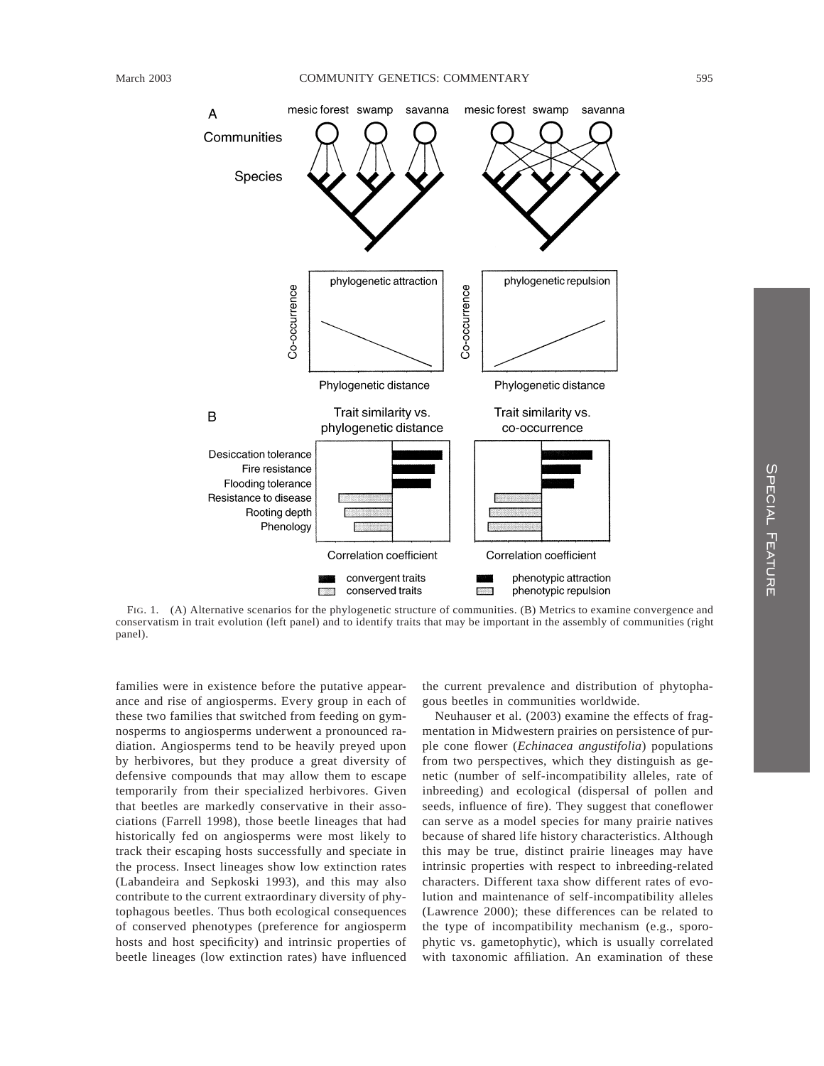FIG. 1. (A) Alternative scenarios for the phylogenetic structure of communities. (B) Metrics to examine convergence and conservatism in trait evolution (left panel) and to identify traits that may be important in the assembly of communities (right panel).

families were in existence before the putative appearance and rise of angiosperms. Every group in each of these two families that switched from feeding on gymnosperms to angiosperms underwent a pronounced radiation. Angiosperms tend to be heavily preyed upon by herbivores, but they produce a great diversity of defensive compounds that may allow them to escape temporarily from their specialized herbivores. Given that beetles are markedly conservative in their associations (Farrell 1998), those beetle lineages that had historically fed on angiosperms were most likely to track their escaping hosts successfully and speciate in the process. Insect lineages show low extinction rates (Labandeira and Sepkoski 1993), and this may also contribute to the current extraordinary diversity of phytophagous beetles. Thus both ecological consequences of conserved phenotypes (preference for angiosperm hosts and host specificity) and intrinsic properties of beetle lineages (low extinction rates) have influenced the current prevalence and distribution of phytophagous beetles in communities worldwide.

Neuhauser et al. (2003) examine the effects of fragmentation in Midwestern prairies on persistence of purple cone flower (*Echinacea angustifolia*) populations from two perspectives, which they distinguish as genetic (number of self-incompatibility alleles, rate of inbreeding) and ecological (dispersal of pollen and seeds, influence of fire). They suggest that coneflower can serve as a model species for many prairie natives because of shared life history characteristics. Although this may be true, distinct prairie lineages may have intrinsic properties with respect to inbreeding-related characters. Different taxa show different rates of evolution and maintenance of self-incompatibility alleles (Lawrence 2000); these differences can be related to the type of incompatibility mechanism (e.g., sporophytic vs. gametophytic), which is usually correlated with taxonomic affiliation. An examination of these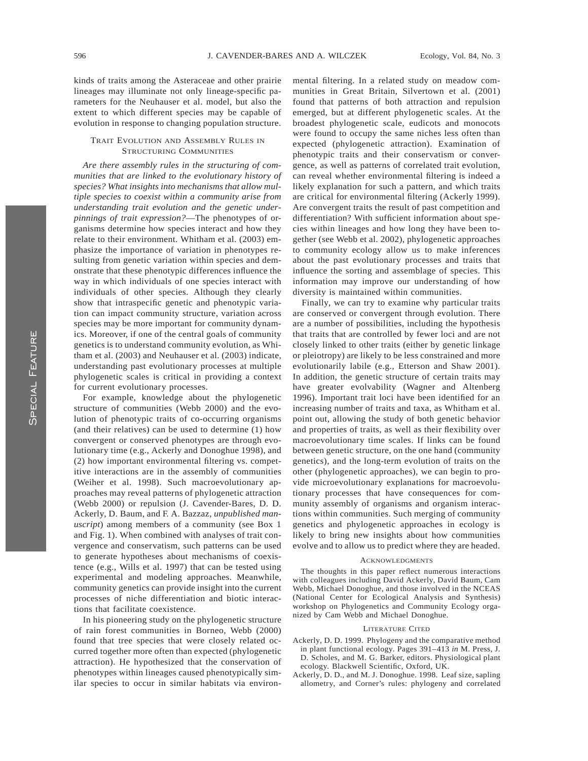kinds of traits among the Asteraceae and other prairie lineages may illuminate not only lineage-specific parameters for the Neuhauser et al. model, but also the extent to which different species may be capable of evolution in response to changing population structure.

## Trait Evolution and Assembly Rules in Structuring Communities

*Are there assembly rules in the structuring of communities that are linked to the evolutionary history of species? What insights into mechanisms that allow multiple species to coexist within a community arise from understanding trait evolution and the genetic underpinnings of trait expression?*—The phenotypes of organisms determine how species interact and how they relate to their environment. Whitham et al. (2003) emphasize the importance of variation in phenotypes resulting from genetic variation within species and demonstrate that these phenotypic differences influence the way in which individuals of one species interact with individuals of other species. Although they clearly show that intraspecific genetic and phenotypic variation can impact community structure, variation across species may be more important for community dynamics. Moreover, if one of the central goals of community genetics is to understand community evolution, as Whitham et al. (2003) and Neuhauser et al. (2003) indicate, understanding past evolutionary processes at multiple phylogenetic scales is critical in providing a context for current evolutionary processes.

For example, knowledge about the phylogenetic structure of communities (Webb 2000) and the evolution of phenotypic traits of co-occurring organisms (and their relatives) can be used to determine (1) how convergent or conserved phenotypes are through evolutionary time (e.g., Ackerly and Donoghue 1998), and (2) how important environmental filtering vs. competitive interactions are in the assembly of communities (Weiher et al. 1998). Such macroevolutionary approaches may reveal patterns of phylogenetic attraction (Webb 2000) or repulsion (J. Cavender-Bares, D. D. Ackerly, D. Baum, and F. A. Bazzaz, *unpublished manuscript*) among members of a community (see Box 1 and Fig. 1). When combined with analyses of trait convergence and conservatism, such patterns can be used to generate hypotheses about mechanisms of coexistence (e.g., Wills et al. 1997) that can be tested using experimental and modeling approaches. Meanwhile, community genetics can provide insight into the current processes of niche differentiation and biotic interactions that facilitate coexistence.

In his pioneering study on the phylogenetic structure of rain forest communities in Borneo, Webb (2000) found that tree species that were closely related occurred together more often than expected (phylogenetic attraction). He hypothesized that the conservation of phenotypes within lineages caused phenotypically similar species to occur in similar habitats via environmental filtering. In a related study on meadow communities in Great Britain, Silvertown et al. (2001) found that patterns of both attraction and repulsion emerged, but at different phylogenetic scales. At the broadest phylogenetic scale, eudicots and monocots were found to occupy the same niches less often than expected (phylogenetic attraction). Examination of phenotypic traits and their conservatism or convergence, as well as patterns of correlated trait evolution, can reveal whether environmental filtering is indeed a likely explanation for such a pattern, and which traits are critical for environmental filtering (Ackerly 1999). Are convergent traits the result of past competition and differentiation? With sufficient information about species within lineages and how long they have been together (see Webb et al. 2002), phylogenetic approaches to community ecology allow us to make inferences about the past evolutionary processes and traits that influence the sorting and assemblage of species. This information may improve our understanding of how diversity is maintained within communities.

Finally, we can try to examine why particular traits are conserved or convergent through evolution. There are a number of possibilities, including the hypothesis that traits that are controlled by fewer loci and are not closely linked to other traits (either by genetic linkage or pleiotropy) are likely to be less constrained and more evolutionarily labile (e.g., Etterson and Shaw 2001). In addition, the genetic structure of certain traits may have greater evolvability (Wagner and Altenberg 1996). Important trait loci have been identified for an increasing number of traits and taxa, as Whitham et al. point out, allowing the study of both genetic behavior and properties of traits, as well as their flexibility over macroevolutionary time scales. If links can be found between genetic structure, on the one hand (community genetics), and the long-term evolution of traits on the other (phylogenetic approaches), we can begin to provide microevolutionary explanations for macroevolutionary processes that have consequences for community assembly of organisms and organism interactions within communities. Such merging of community genetics and phylogenetic approaches in ecology is likely to bring new insights about how communities evolve and to allow us to predict where they are headed.

## Acknowledgments

The thoughts in this paper reflect numerous interactions with colleagues including David Ackerly, David Baum, Cam Webb, Michael Donoghue, and those involved in the NCEAS (National Center for Ecological Analysis and Synthesis) workshop on Phylogenetics and Community Ecology organized by Cam Webb and Michael Donoghue.

## Literature Cited

Ackerly, D. D. 1999. Phylogeny and the comparative method in plant functional ecology. Pages 391–413 *in* M. Press, J. D. Scholes, and M. G. Barker, editors. Physiological plant ecology. Blackwell Scientific, Oxford, UK.

Ackerly, D. D., and M. J. Donoghue. 1998. Leaf size, sapling allometry, and Corner's rules: phylogeny and correlated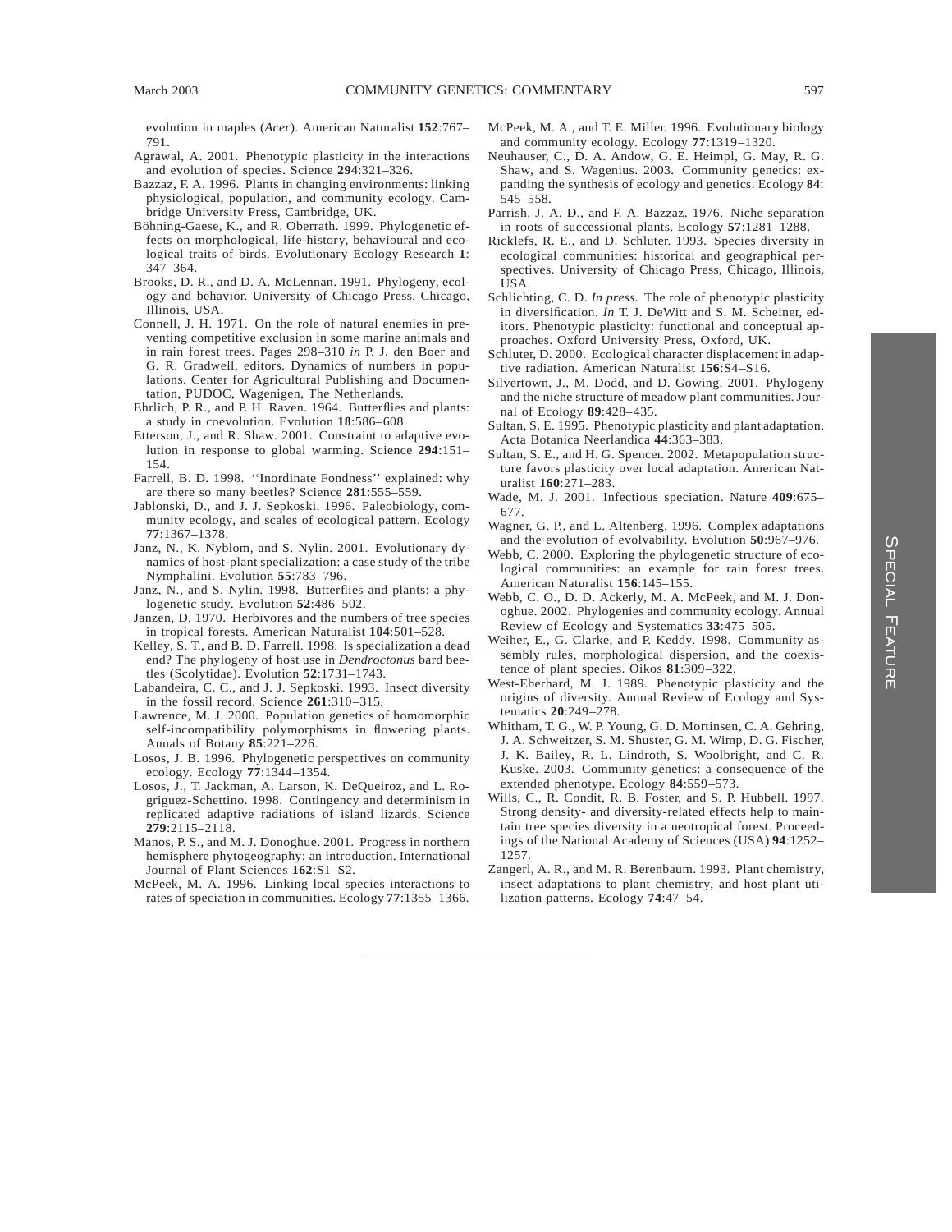evolution in maples (*Acer*). American Naturalist **152**:767–791.

Agrawal, A. 2001. Phenotypic plasticity in the interactions and evolution of species. Science **294**:321–326.

Bazzaz, F. A. 1996. Plants in changing environments: linking physiological, population, and community ecology. Cambridge University Press, Cambridge, UK.

Böhning-Gaese, K., and R. Oberrath. 1999. Phylogenetic effects on morphological, life-history, behavioural and ecological traits of birds. Evolutionary Ecology Research **1**: 347–364.

Brooks, D. R., and D. A. McLennan. 1991. Phylogeny, ecology and behavior. University of Chicago Press, Chicago, Illinois, USA.

Connell, J. H. 1971. On the role of natural enemies in preventing competitive exclusion in some marine animals and in rain forest trees. Pages 298–310 *in* P. J. den Boer and G. R. Gradwell, editors. Dynamics of numbers in populations. Center for Agricultural Publishing and Documentation, PUDOC, Wagenigen, The Netherlands.

Ehrlich, P. R., and P. H. Raven. 1964. Butterflies and plants: a study in coevolution. Evolution **18**:586–608.

Etterson, J., and R. Shaw. 2001. Constraint to adaptive evolution in response to global warming. Science **294**:151–154.

Farrell, B. D. 1998. ''Inordinate Fondness'' explained: why are there so many beetles? Science **281**:555–559.

Jablonski, D., and J. J. Sepkoski. 1996. Paleobiology, community ecology, and scales of ecological pattern. Ecology **77**:1367–1378.

Janz, N., K. Nyblom, and S. Nylin. 2001. Evolutionary dynamics of host-plant specialization: a case study of the tribe Nymphalini. Evolution **55**:783–796.

Janz, N., and S. Nylin. 1998. Butterflies and plants: a phylogenetic study. Evolution **52**:486–502.

Janzen, D. 1970. Herbivores and the numbers of tree species in tropical forests. American Naturalist **104**:501–528.

Kelley, S. T., and B. D. Farrell. 1998. Is specialization a dead end? The phylogeny of host use in *Dendroctonus* bard beetles (Scolytidae). Evolution **52**:1731–1743.

Labandeira, C. C., and J. J. Sepkoski. 1993. Insect diversity in the fossil record. Science **261**:310–315.

Lawrence, M. J. 2000. Population genetics of homomorphic self-incompatibility polymorphisms in flowering plants. Annals of Botany **85**:221–226.

Losos, J. B. 1996. Phylogenetic perspectives on community ecology. Ecology **77**:1344–1354.

Losos, J., T. Jackman, A. Larson, K. DeQueiroz, and L. Rogriguez-Schettino. 1998. Contingency and determinism in replicated adaptive radiations of island lizards. Science **279**:2115–2118.

Manos, P. S., and M. J. Donoghue. 2001. Progress in northern hemisphere phytogeography: an introduction. International Journal of Plant Sciences **162**:S1–S2.

McPeek, M. A. 1996. Linking local species interactions to rates of speciation in communities. Ecology **77**:1355–1366.

McPeek, M. A., and T. E. Miller. 1996. Evolutionary biology and community ecology. Ecology **77**:1319–1320.

Neuhauser, C., D. A. Andow, G. E. Heimpl, G. May, R. G. Shaw, and S. Wagenius. 2003. Community genetics: expanding the synthesis of ecology and genetics. Ecology **84**: 545–558.

Parrish, J. A. D., and F. A. Bazzaz. 1976. Niche separation in roots of successional plants. Ecology **57**:1281–1288.

Ricklefs, R. E., and D. Schluter. 1993. Species diversity in ecological communities: historical and geographical perspectives. University of Chicago Press, Chicago, Illinois, USA.

Schlichting, C. D. *In press.* The role of phenotypic plasticity in diversification. *In* T. J. DeWitt and S. M. Scheiner, editors. Phenotypic plasticity: functional and conceptual approaches. Oxford University Press, Oxford, UK.

Schluter, D. 2000. Ecological character displacement in adaptive radiation. American Naturalist **156**:S4–S16.

Silvertown, J., M. Dodd, and D. Gowing. 2001. Phylogeny and the niche structure of meadow plant communities. Journal of Ecology **89**:428–435.

Sultan, S. E. 1995. Phenotypic plasticity and plant adaptation. Acta Botanica Neerlandica **44**:363–383.

Sultan, S. E., and H. G. Spencer. 2002. Metapopulation structure favors plasticity over local adaptation. American Naturalist **160**:271–283.

Wade, M. J. 2001. Infectious speciation. Nature **409**:675–677.

Wagner, G. P., and L. Altenberg. 1996. Complex adaptations and the evolution of evolvability. Evolution **50**:967–976.

Webb, C. 2000. Exploring the phylogenetic structure of ecological communities: an example for rain forest trees. American Naturalist **156**:145–155.

Webb, C. O., D. D. Ackerly, M. A. McPeek, and M. J. Donoghue. 2002. Phylogenies and community ecology. Annual Review of Ecology and Systematics **33**:475–505.

Weiher, E., G. Clarke, and P. Keddy. 1998. Community assembly rules, morphological dispersion, and the coexistence of plant species. Oikos **81**:309–322.

West-Eberhard, M. J. 1989. Phenotypic plasticity and the origins of diversity. Annual Review of Ecology and Systematics **20**:249–278.

Whitham, T. G., W. P. Young, G. D. Mortinsen, C. A. Gehring, J. A. Schweitzer, S. M. Shuster, G. M. Wimp, D. G. Fischer, J. K. Bailey, R. L. Lindroth, S. Woolbright, and C. R. Kuske. 2003. Community genetics: a consequence of the extended phenotype. Ecology **84**:559–573.

Wills, C., R. Condit, R. B. Foster, and S. P. Hubbell. 1997. Strong density- and diversity-related effects help to maintain tree species diversity in a neotropical forest. Proceedings of the National Academy of Sciences (USA) **94**:1252–1257.

Zangerl, A. R., and M. R. Berenbaum. 1993. Plant chemistry, insect adaptations to plant chemistry, and host plant utilization patterns. Ecology **74**:47–54.